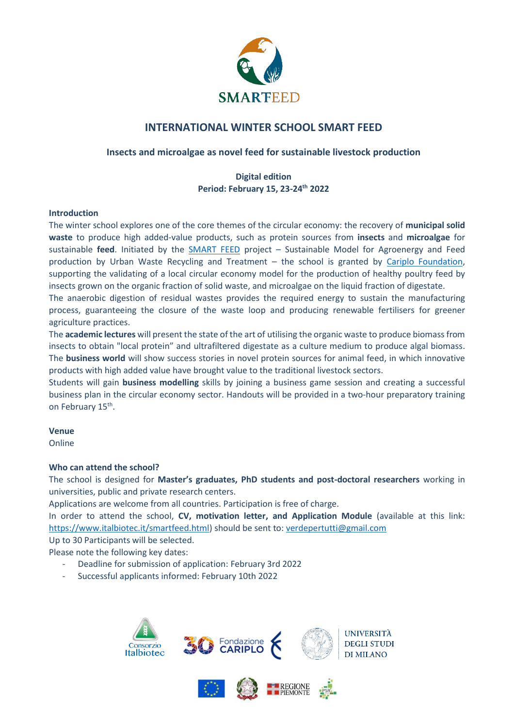SMARTFEED

# INTERNATIONAL WINTER SCHOOL SMART FEED

## Insects and microalgae as novel feed for sustainable livestock production

**Digital edition**
**Period: February 15, 23-24th 2022**

### Introduction

The winter school explores one of the core themes of the circular economy: the recovery of **municipal solid waste** to produce high added-value products, such as protein sources from **insects** and **microalgae** for sustainable **feed**. Initiated by the SMART FEED project – Sustainable Model for Agroenergy and Feed production by Urban Waste Recycling and Treatment – the school is granted by Cariplo Foundation, supporting the validating of a local circular economy model for the production of healthy poultry feed by insects grown on the organic fraction of solid waste, and microalgae on the liquid fraction of digestate.

The anaerobic digestion of residual wastes provides the required energy to sustain the manufacturing process, guaranteeing the closure of the waste loop and producing renewable fertilisers for greener agriculture practices.

The **academic lectures** will present the state of the art of utilising the organic waste to produce biomass from insects to obtain "local protein" and ultrafiltered digestate as a culture medium to produce algal biomass. The **business world** will show success stories in novel protein sources for animal feed, in which innovative products with high added value have brought value to the traditional livestock sectors.

Students will gain **business modelling** skills by joining a business game session and creating a successful business plan in the circular economy sector. Handouts will be provided in a two-hour preparatory training on February 15th.

### Venue

Online

### Who can attend the school?

The school is designed for **Master's graduates, PhD students and post-doctoral researchers** working in universities, public and private research centers.

Applications are welcome from all countries. Participation is free of charge.

In order to attend the school, **CV, motivation letter, and Application Module** (available at this link: https://www.italbiotec.it/smartfeed.html) should be sent to: verdepertutti@gmail.com

Up to 30 Participants will be selected.

Please note the following key dates:

- Deadline for submission of application: February 3rd 2022
- Successful applicants informed: February 10th 2022

Consorzio Italbiotec | Fondazione Cariplo | Università degli Studi di Milano | Regione Piemonte | PSR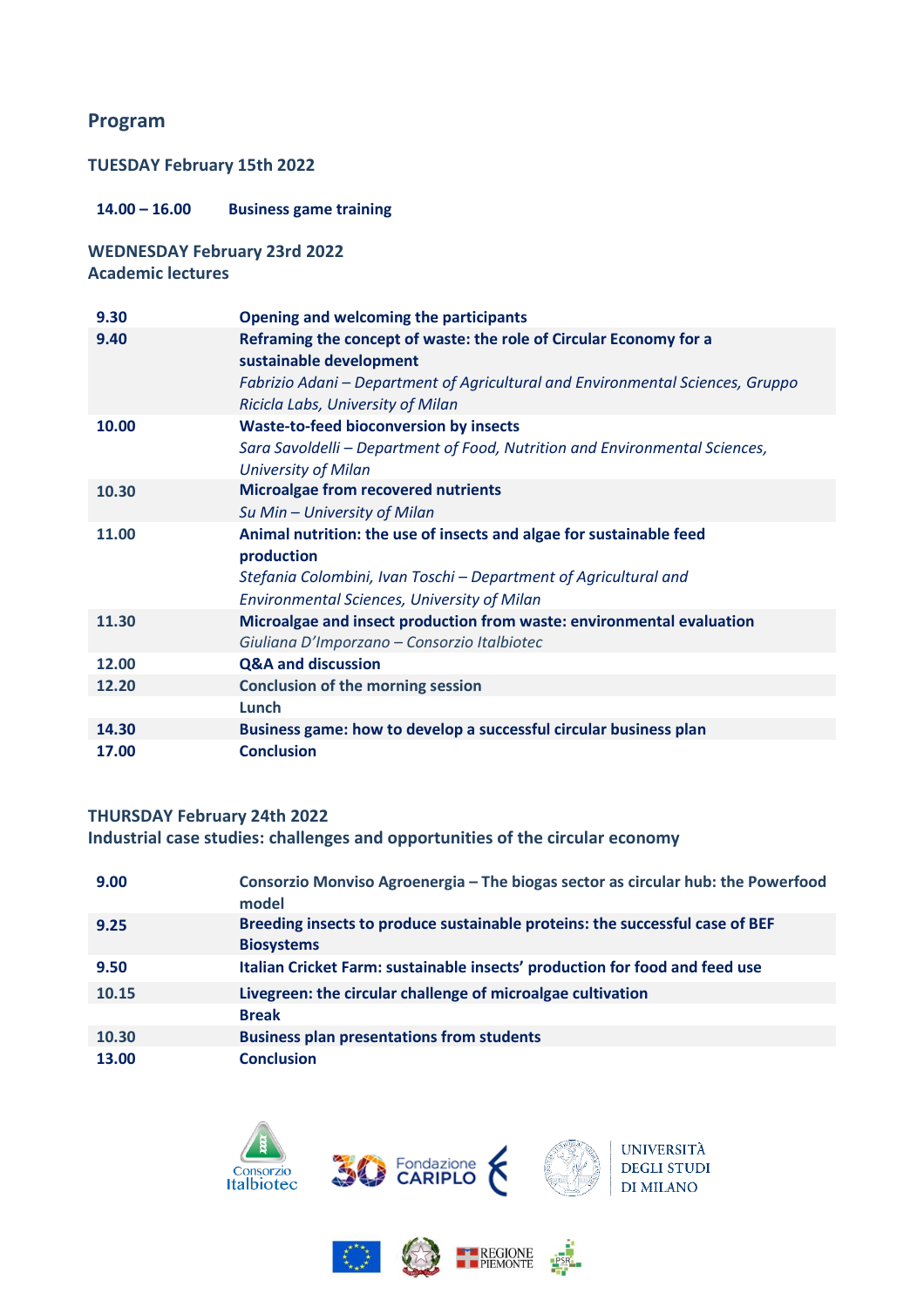## Program

### TUESDAY February 15th 2022

**14.00 – 16.00** **Business game training**

### WEDNESDAY February 23rd 2022
### Academic lectures

| | |
|---|---|
| **9.30** | **Opening and welcoming the participants** |
| **9.40** | **Reframing the concept of waste: the role of Circular Economy for a sustainable development**<br>*Fabrizio Adani – Department of Agricultural and Environmental Sciences, Gruppo Ricicla Labs, University of Milan* |
| **10.00** | **Waste-to-feed bioconversion by insects**<br>*Sara Savoldelli – Department of Food, Nutrition and Environmental Sciences, University of Milan* |
| **10.30** | **Microalgae from recovered nutrients**<br>*Su Min – University of Milan* |
| **11.00** | **Animal nutrition: the use of insects and algae for sustainable feed production**<br>*Stefania Colombini, Ivan Toschi – Department of Agricultural and Environmental Sciences, University of Milan* |
| **11.30** | **Microalgae and insect production from waste: environmental evaluation**<br>*Giuliana D'Imporzano – Consorzio Italbiotec* |
| **12.00** | **Q&A and discussion** |
| **12.20** | **Conclusion of the morning session** |
| | **Lunch** |
| **14.30** | **Business game: how to develop a successful circular business plan** |
| **17.00** | **Conclusion** |

### THURSDAY February 24th 2022
### Industrial case studies: challenges and opportunities of the circular economy

| | |
|---|---|
| **9.00** | **Consorzio Monviso Agroenergia – The biogas sector as circular hub: the Powerfood model** |
| **9.25** | **Breeding insects to produce sustainable proteins: the successful case of BEF Biosystems** |
| **9.50** | **Italian Cricket Farm: sustainable insects' production for food and feed use** |
| **10.15** | **Livegreen: the circular challenge of microalgae cultivation** |
| | **Break** |
| **10.30** | **Business plan presentations from students** |
| **13.00** | **Conclusion** |

Consorzio Italbiotec   30 Fondazione CARIPLO   UNIVERSITÀ DEGLI STUDI DI MILANO

REGIONE PIEMONTE   PSR